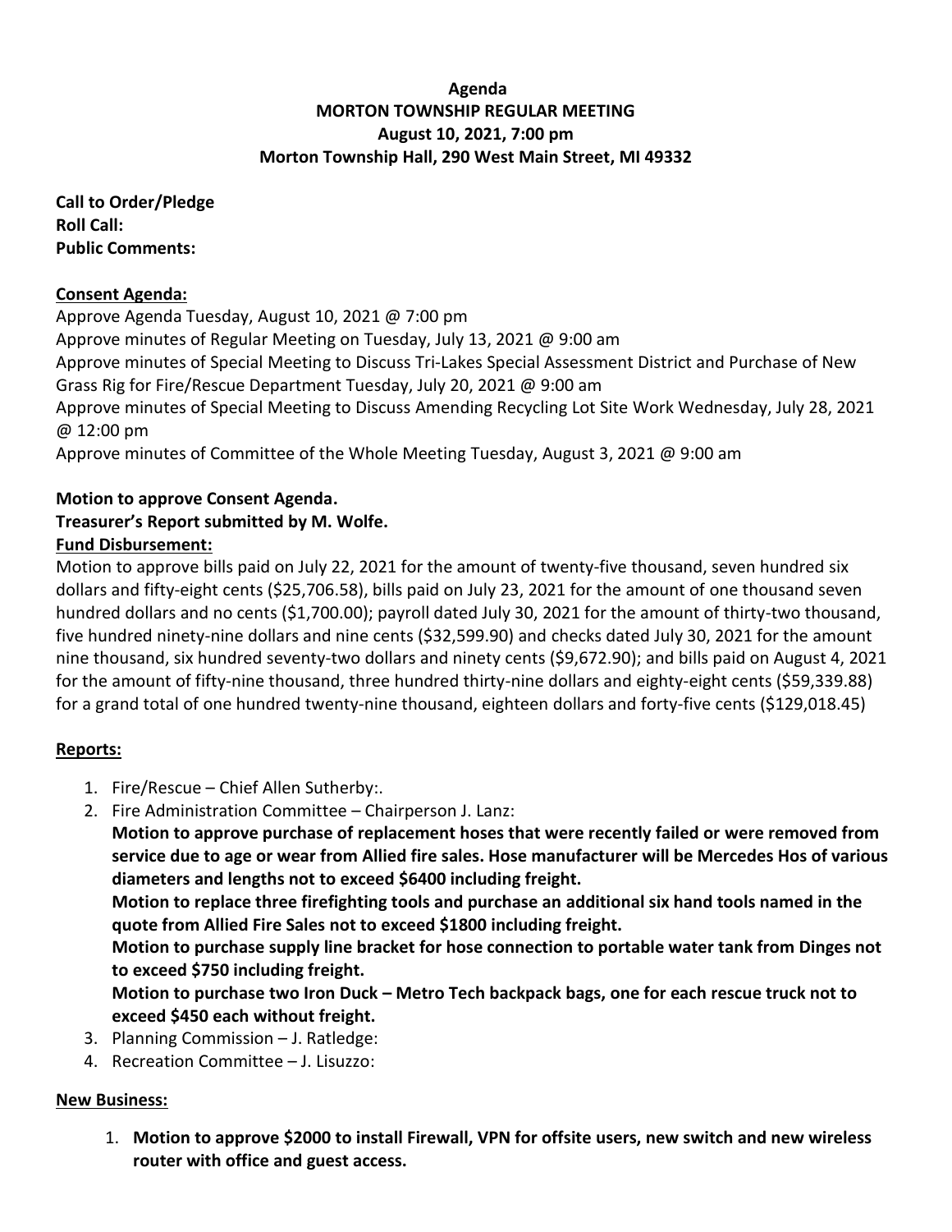# Agenda
## MORTON TOWNSHIP REGULAR MEETING
## August 10, 2021, 7:00 pm
## Morton Township Hall, 290 West Main Street, MI 49332

**Call to Order/Pledge**
**Roll Call:**
**Public Comments:**

**Consent Agenda:**

Approve Agenda Tuesday, August 10, 2021 @ 7:00 pm
Approve minutes of Regular Meeting on Tuesday, July 13, 2021 @ 9:00 am
Approve minutes of Special Meeting to Discuss Tri-Lakes Special Assessment District and Purchase of New Grass Rig for Fire/Rescue Department Tuesday, July 20, 2021 @ 9:00 am
Approve minutes of Special Meeting to Discuss Amending Recycling Lot Site Work Wednesday, July 28, 2021 @ 12:00 pm
Approve minutes of Committee of the Whole Meeting Tuesday, August 3, 2021 @ 9:00 am

**Motion to approve Consent Agenda.**
**Treasurer's Report submitted by M. Wolfe.**

**Fund Disbursement:**

Motion to approve bills paid on July 22, 2021 for the amount of twenty-five thousand, seven hundred six dollars and fifty-eight cents ($25,706.58), bills paid on July 23, 2021 for the amount of one thousand seven hundred dollars and no cents ($1,700.00); payroll dated July 30, 2021 for the amount of thirty-two thousand, five hundred ninety-nine dollars and nine cents ($32,599.90) and checks dated July 30, 2021 for the amount nine thousand, six hundred seventy-two dollars and ninety cents ($9,672.90); and bills paid on August 4, 2021 for the amount of fifty-nine thousand, three hundred thirty-nine dollars and eighty-eight cents ($59,339.88) for a grand total of one hundred twenty-nine thousand, eighteen dollars and forty-five cents ($129,018.45)

**Reports:**

1. Fire/Rescue – Chief Allen Sutherby:.
2. Fire Administration Committee – Chairperson J. Lanz:
   **Motion to approve purchase of replacement hoses that were recently failed or were removed from service due to age or wear from Allied fire sales. Hose manufacturer will be Mercedes Hos of various diameters and lengths not to exceed $6400 including freight.**
   **Motion to replace three firefighting tools and purchase an additional six hand tools named in the quote from Allied Fire Sales not to exceed $1800 including freight.**
   **Motion to purchase supply line bracket for hose connection to portable water tank from Dinges not to exceed $750 including freight.**
   **Motion to purchase two Iron Duck – Metro Tech backpack bags, one for each rescue truck not to exceed $450 each without freight.**
3. Planning Commission – J. Ratledge:
4. Recreation Committee – J. Lisuzzo:

**New Business:**

1. **Motion to approve $2000 to install Firewall, VPN for offsite users, new switch and new wireless router with office and guest access.**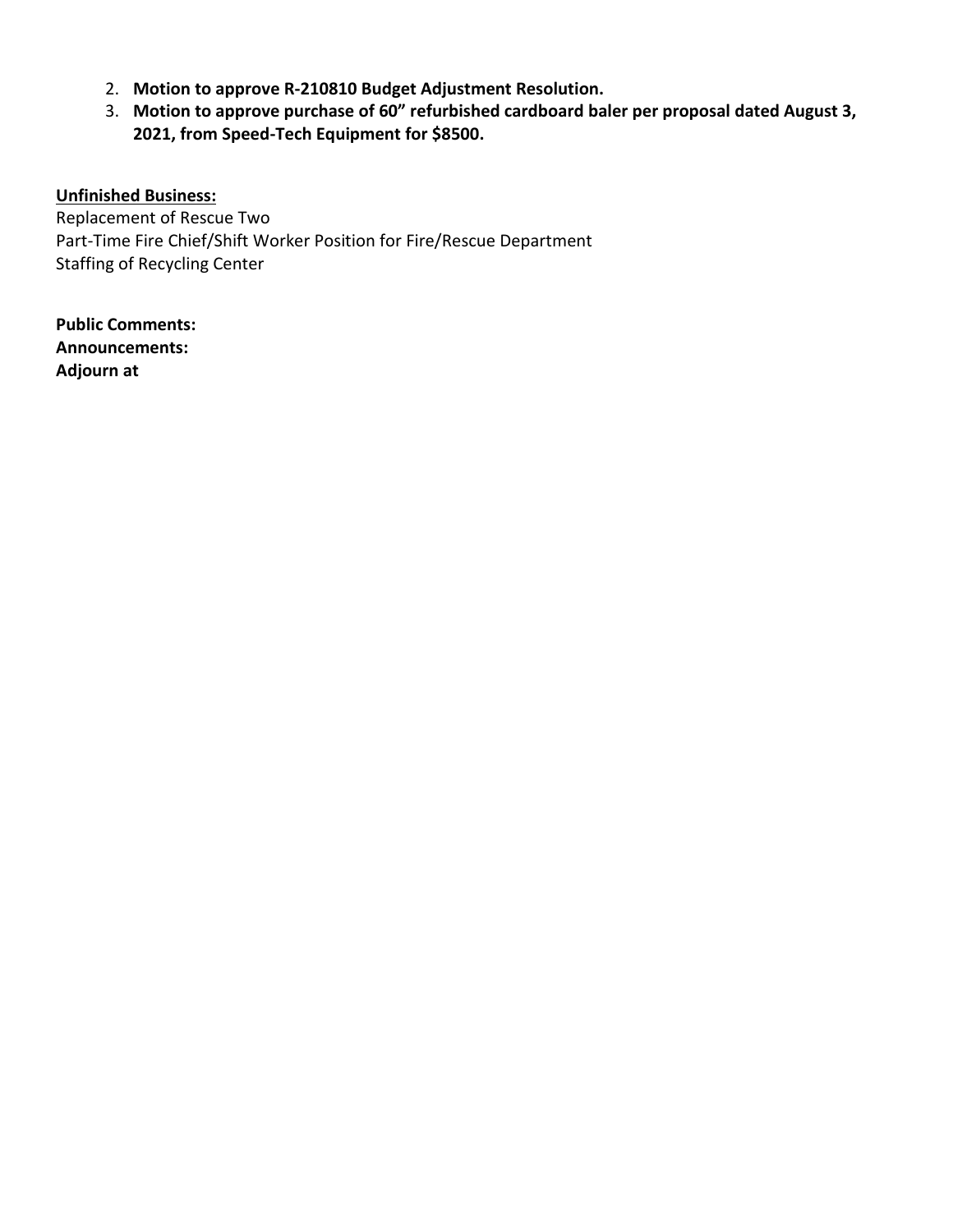2. **Motion to approve R-210810 Budget Adjustment Resolution.**
3. **Motion to approve purchase of 60" refurbished cardboard baler per proposal dated August 3, 2021, from Speed-Tech Equipment for $8500.**

**Unfinished Business:**

Replacement of Rescue Two
Part-Time Fire Chief/Shift Worker Position for Fire/Rescue Department
Staffing of Recycling Center

**Public Comments:**
**Announcements:**
**Adjourn at**